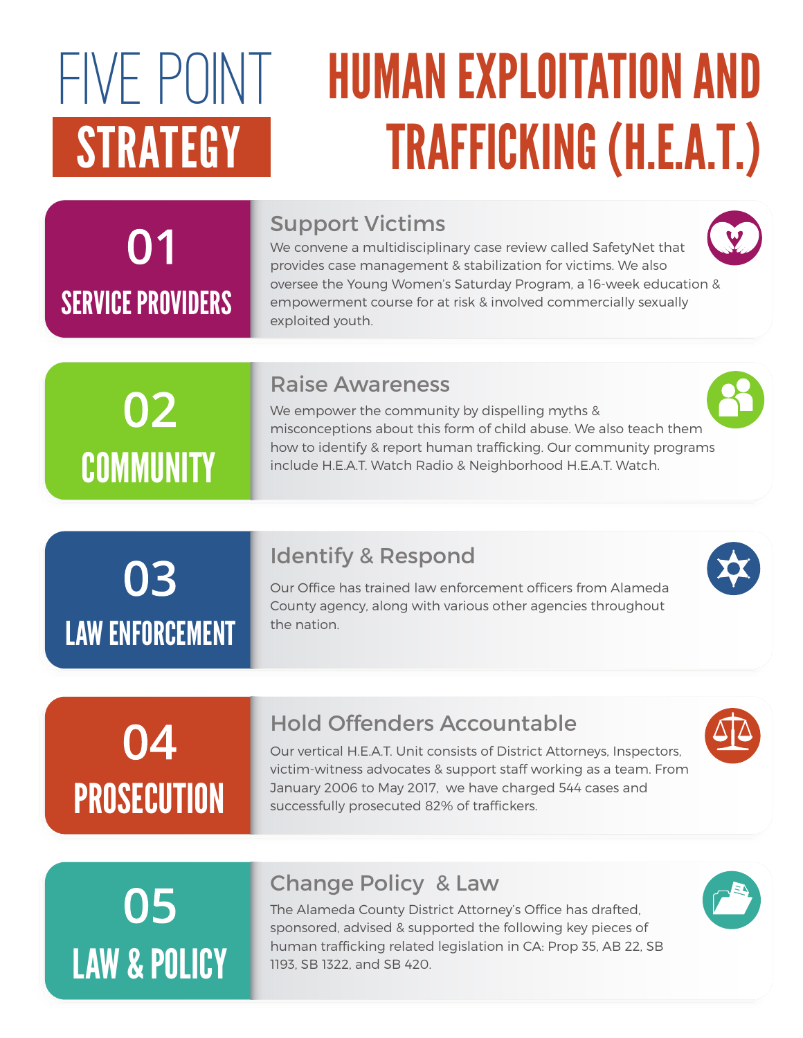# FIVE POINT STRATEGY

# HUMAN EXPLOITATION AND TRAFFICKING (H.E.A.T.)

## 01 SERVICE PROVIDERS

### Support Victims

We convene a multidisciplinary case review called SafetyNet that provides case management & stabilization for victims. We also oversee the Young Women's Saturday Program, a 16-week education & empowerment course for at risk & involved commercially sexually exploited youth.

## 02 COMMUNITY

### Raise Awareness

We empower the community by dispelling myths & misconceptions about this form of child abuse. We also teach them how to identify & report human trafficking. Our community programs include H.E.A.T. Watch Radio & Neighborhood H.E.A.T. Watch.

## 03 LAW ENFORCEMENT

### Identify & Respond

Our Office has trained law enforcement officers from Alameda County agency, along with various other agencies throughout the nation.

## 04 PROSECUTION

### Hold Offenders Accountable

Our vertical H.E.A.T. Unit consists of District Attorneys, Inspectors, victim-witness advocates & support staff working as a team. From January 2006 to May 2017, we have charged 544 cases and successfully prosecuted 82% of traffickers.

## 05 LAW & POLICY

### Change Policy & Law

The Alameda County District Attorney's Office has drafted, sponsored, advised & supported the following key pieces of human trafficking related legislation in CA: Prop 35, AB 22, SB 1193, SB 1322, and SB 420.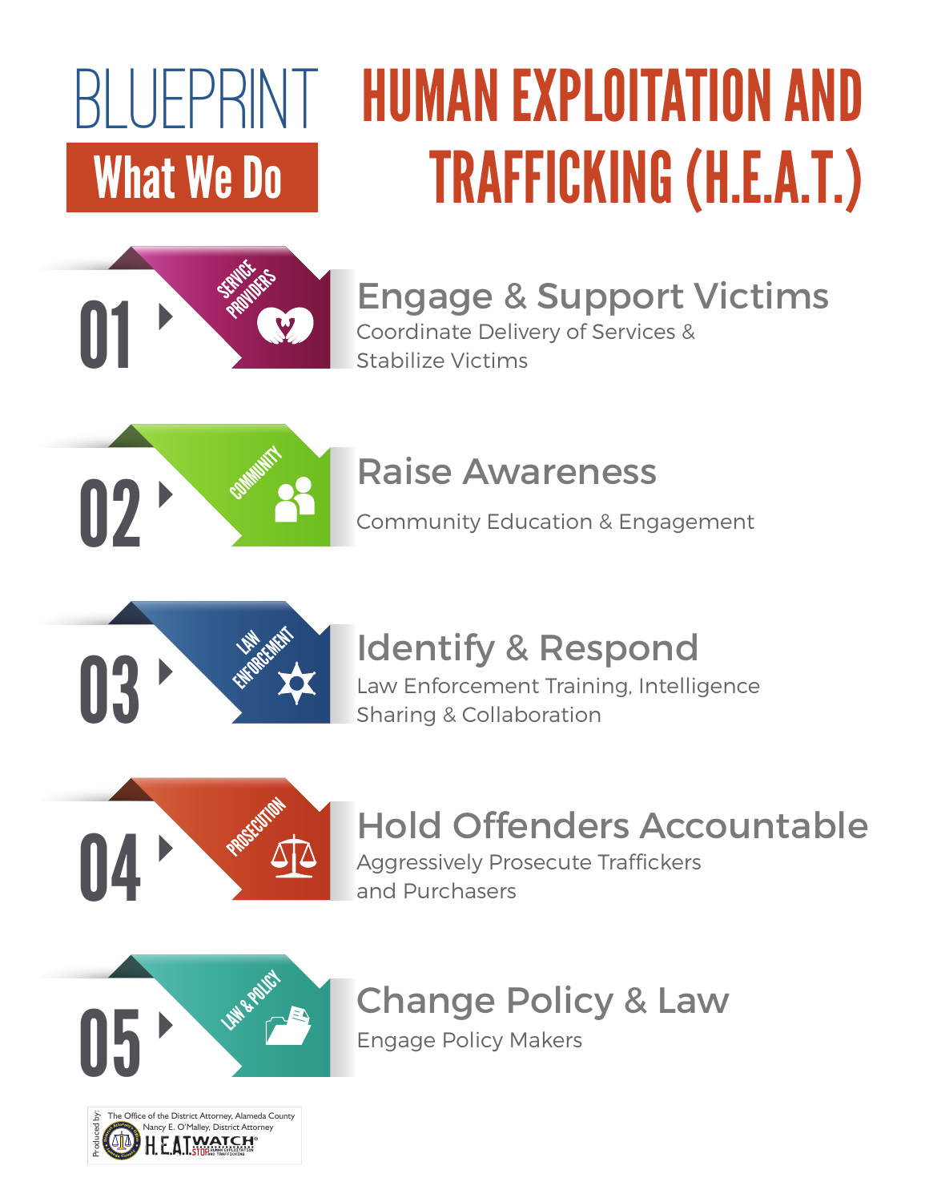# BLUEPRINT

**What We Do**

# HUMAN EXPLOITATION AND TRAFFICKING (H.E.A.T.)

## 01 — SERVICE PROVIDERS

### Engage & Support Victims

Coordinate Delivery of Services & Stabilize Victims

## 02 — COMMUNITY

### Raise Awareness

Community Education & Engagement

## 03 — LAW ENFORCEMENT

### Identify & Respond

Law Enforcement Training, Intelligence Sharing & Collaboration

## 04 — PROSECUTION

### Hold Offenders Accountable

Aggressively Prosecute Traffickers and Purchasers

## 05 — LAW & POLICY

### Change Policy & Law

Engage Policy Makers

Produced by: The Office of the District Attorney, Alameda County
Nancy E. O'Malley, District Attorney
H.E.A.T. WATCH® — STOP HUMAN EXPLOITATION AND TRAFFICKING